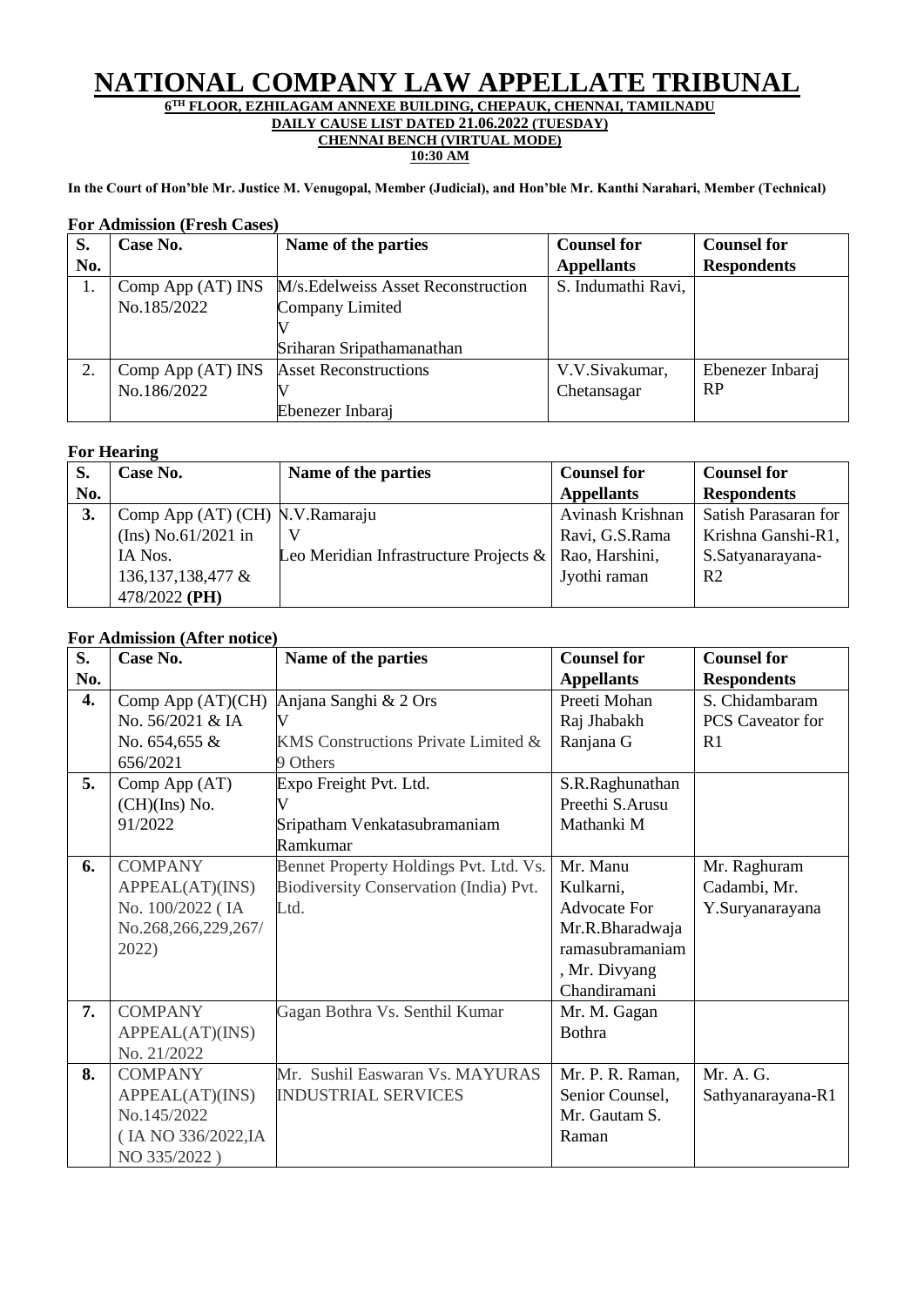# NATIONAL COMPANY LAW APPELLATE TRIBUNAL

**6TH FLOOR, EZHILAGAM ANNEXE BUILDING, CHEPAUK, CHENNAI, TAMILNADU**

**DAILY CAUSE LIST DATED 21.06.2022 (TUESDAY)**

**CHENNAI BENCH (VIRTUAL MODE)**

**10:30 AM**

**In the Court of Hon'ble Mr. Justice M. Venugopal, Member (Judicial), and Hon'ble Mr. Kanthi Narahari, Member (Technical)**

**For Admission (Fresh Cases)**

| S. No. | Case No. | Name of the parties | Counsel for Appellants | Counsel for Respondents |
|---|---|---|---|---|
| 1. | Comp App (AT) INS No.185/2022 | M/s.Edelweiss Asset Reconstruction Company Limited V Sriharan Sripathamanathan | S. Indumathi Ravi, | |
| 2. | Comp App (AT) INS No.186/2022 | Asset Reconstructions V Ebenezer Inbaraj | V.V.Sivakumar, Chetansagar | Ebenezer Inbaraj RP |

**For Hearing**

| S. No. | Case No. | Name of the parties | Counsel for Appellants | Counsel for Respondents |
|---|---|---|---|---|
| **3.** | Comp App (AT) (CH) (Ins) No.61/2021 in IA Nos. 136,137,138,477 & 478/2022 **(PH)** | N.V.Ramaraju V Leo Meridian Infrastructure Projects & | Avinash Krishnan Ravi, G.S.Rama Rao, Harshini, Jyothi raman | Satish Parasaran for Krishna Ganshi-R1, S.Satyanarayana-R2 |

**For Admission (After notice)**

| S. No. | Case No. | Name of the parties | Counsel for Appellants | Counsel for Respondents |
|---|---|---|---|---|
| **4.** | Comp App (AT)(CH) No. 56/2021 & IA No. 654,655 & 656/2021 | Anjana Sanghi & 2 Ors V KMS Constructions Private Limited & 9 Others | Preeti Mohan Raj Jhabakh Ranjana G | S. Chidambaram PCS Caveator for R1 |
| **5.** | Comp App (AT) (CH)(Ins) No. 91/2022 | Expo Freight Pvt. Ltd. V Sripatham Venkatasubramaniam Ramkumar | S.R.Raghunathan Preethi S.Arusu Mathanki M | |
| **6.** | COMPANY APPEAL(AT)(INS) No. 100/2022 ( IA No.268,266,229,267/ 2022) | Bennet Property Holdings Pvt. Ltd. Vs. Biodiversity Conservation (India) Pvt. Ltd. | Mr. Manu Kulkarni, Advocate For Mr.R.Bharadwaja ramasubramaniam , Mr. Divyang Chandiramani | Mr. Raghuram Cadambi, Mr. Y.Suryanarayana |
| **7.** | COMPANY APPEAL(AT)(INS) No. 21/2022 | Gagan Bothra Vs. Senthil Kumar | Mr. M. Gagan Bothra | |
| **8.** | COMPANY APPEAL(AT)(INS) No.145/2022 ( IA NO 336/2022,IA NO 335/2022 ) | Mr. Sushil Easwaran Vs. MAYURAS INDUSTRIAL SERVICES | Mr. P. R. Raman, Senior Counsel, Mr. Gautam S. Raman | Mr. A. G. Sathyanarayana-R1 |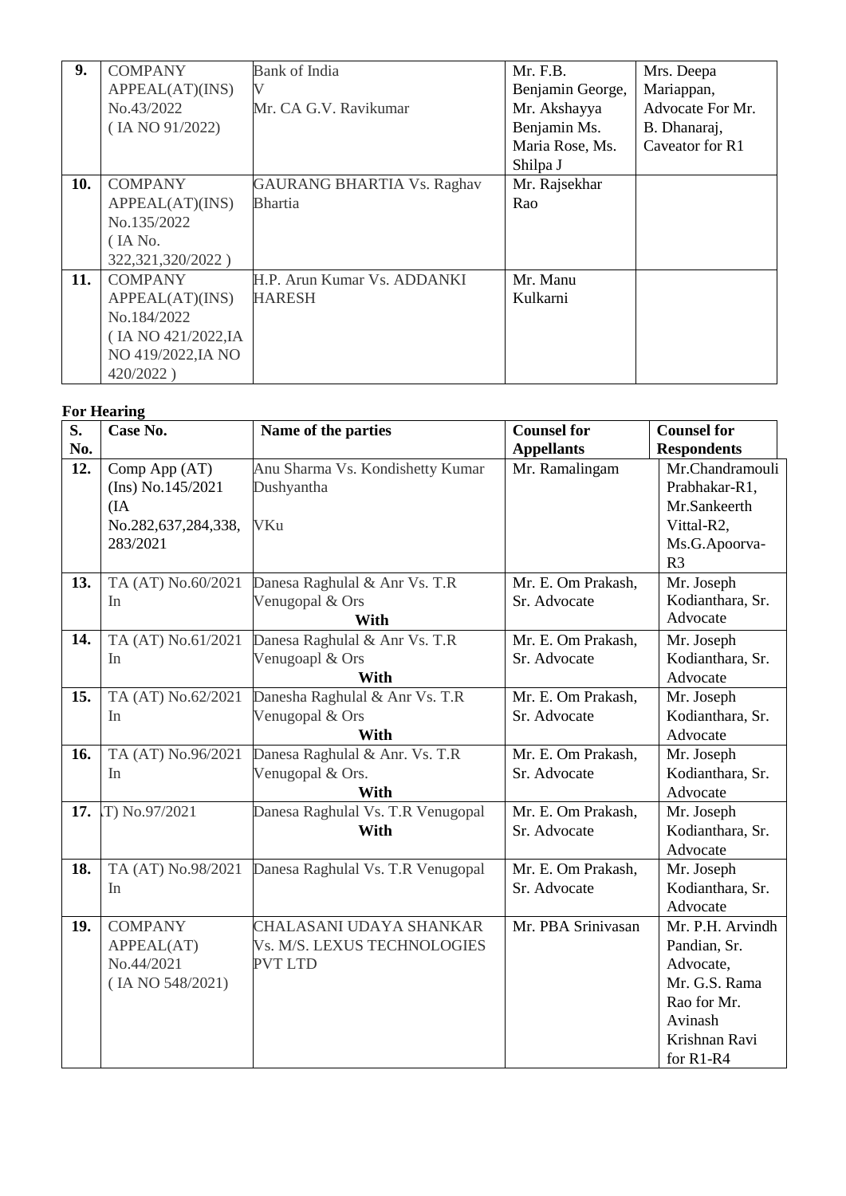| 9. | COMPANY APPEAL(AT)(INS) No.43/2022 ( IA NO 91/2022) | Bank of India V Mr. CA G.V. Ravikumar | Mr. F.B. Benjamin George, Mr. Akshayya Benjamin Ms. Maria Rose, Ms. Shilpa J | Mrs. Deepa Mariappan, Advocate For Mr. B. Dhanaraj, Caveator for R1 |
|---|---|---|---|---|
| 10. | COMPANY APPEAL(AT)(INS) No.135/2022 ( IA No. 322,321,320/2022 ) | GAURANG BHARTIA Vs. Raghav Bhartia | Mr. Rajsekhar Rao | |
| 11. | COMPANY APPEAL(AT)(INS) No.184/2022 ( IA NO 421/2022,IA NO 419/2022,IA NO 420/2022 ) | H.P. Arun Kumar Vs. ADDANKI HARESH | Mr. Manu Kulkarni | |

**For Hearing**

| S. No. | Case No. | Name of the parties | Counsel for Appellants | Counsel for Respondents |
|---|---|---|---|---|
| 12. | Comp App (AT) (Ins) No.145/2021 (IA No.282,637,284,338, 283/2021 | Anu Sharma Vs. Kondishetty Kumar Dushyantha VKu | Mr. Ramalingam | Mr.Chandramouli Prabhakar-R1, Mr.Sankeerth Vittal-R2, Ms.G.Apoorva-R3 |
| 13. | TA (AT) No.60/2021 In | Danesa Raghulal & Anr Vs. T.R Venugopal & Ors **With** | Mr. E. Om Prakash, Sr. Advocate | Mr. Joseph Kodianthara, Sr. Advocate |
| 14. | TA (AT) No.61/2021 In | Danesa Raghulal & Anr Vs. T.R Venugoapl & Ors **With** | Mr. E. Om Prakash, Sr. Advocate | Mr. Joseph Kodianthara, Sr. Advocate |
| 15. | TA (AT) No.62/2021 In | Danesha Raghulal & Anr Vs. T.R Venugopal & Ors **With** | Mr. E. Om Prakash, Sr. Advocate | Mr. Joseph Kodianthara, Sr. Advocate |
| 16. | TA (AT) No.96/2021 In | Danesa Raghulal & Anr. Vs. T.R Venugopal & Ors. **With** | Mr. E. Om Prakash, Sr. Advocate | Mr. Joseph Kodianthara, Sr. Advocate |
| 17. | T) No.97/2021 | Danesa Raghulal Vs. T.R Venugopal **With** | Mr. E. Om Prakash, Sr. Advocate | Mr. Joseph Kodianthara, Sr. Advocate |
| 18. | TA (AT) No.98/2021 In | Danesa Raghulal Vs. T.R Venugopal | Mr. E. Om Prakash, Sr. Advocate | Mr. Joseph Kodianthara, Sr. Advocate |
| 19. | COMPANY APPEAL(AT) No.44/2021 ( IA NO 548/2021) | CHALASANI UDAYA SHANKAR Vs. M/S. LEXUS TECHNOLOGIES PVT LTD | Mr. PBA Srinivasan | Mr. P.H. Arvindh Pandian, Sr. Advocate, Mr. G.S. Rama Rao for Mr. Avinash Krishnan Ravi for R1-R4 |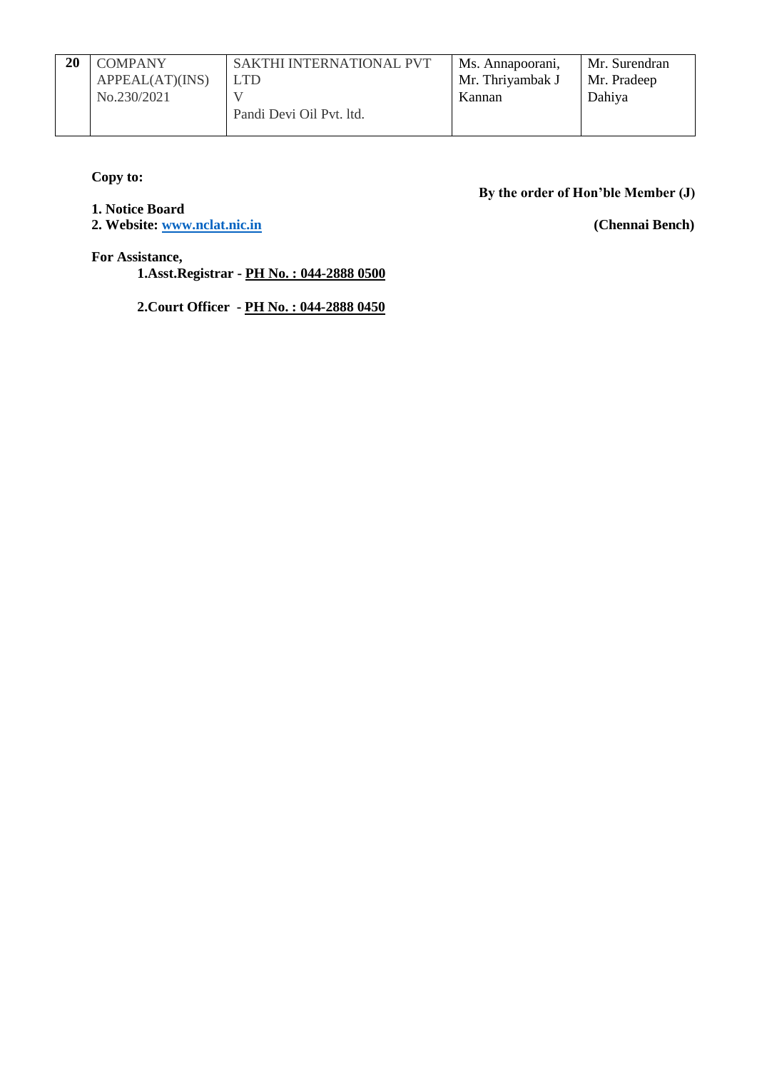| | | | | |
|---|---|---|---|---|
| **20** | COMPANY APPEAL(AT)(INS) No.230/2021 | SAKTHI INTERNATIONAL PVT LTD<br>V<br>Pandi Devi Oil Pvt. ltd. | Ms. Annapoorani, Mr. Thriyambak J Kannan | Mr. Surendran Mr. Pradeep Dahiya |

**Copy to:**

**By the order of Hon'ble Member (J)**

**(Chennai Bench)**

**1. Notice Board**
**2. Website: [www.nclat.nic.in](http://www.nclat.nic.in)**

**For Assistance,**

**1.Asst.Registrar - PH No. : 044-2888 0500**

**2.Court Officer - PH No. : 044-2888 0450**